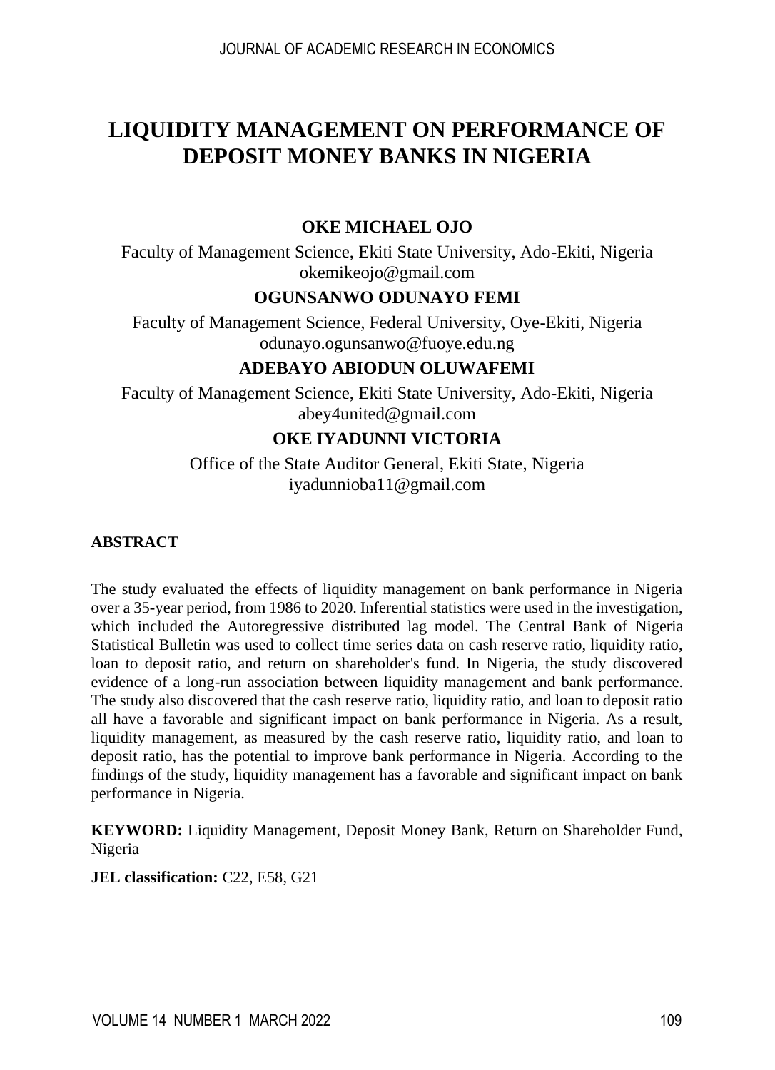# LIQUIDITY MANAGEMENT ON PERFORMANCE OF DEPOSIT MONEY BANKS IN NIGERIA

**OKE MICHAEL OJO**

Faculty of Management Science, Ekiti State University, Ado-Ekiti, Nigeria
okemikeojo@gmail.com

**OGUNSANWO ODUNAYO FEMI**

Faculty of Management Science, Federal University, Oye-Ekiti, Nigeria
odunayo.ogunsanwo@fuoye.edu.ng

**ADEBAYO ABIODUN OLUWAFEMI**

Faculty of Management Science, Ekiti State University, Ado-Ekiti, Nigeria
abey4united@gmail.com

**OKE IYADUNNI VICTORIA**

Office of the State Auditor General, Ekiti State, Nigeria
iyadunnioba11@gmail.com

## ABSTRACT

The study evaluated the effects of liquidity management on bank performance in Nigeria over a 35-year period, from 1986 to 2020. Inferential statistics were used in the investigation, which included the Autoregressive distributed lag model. The Central Bank of Nigeria Statistical Bulletin was used to collect time series data on cash reserve ratio, liquidity ratio, loan to deposit ratio, and return on shareholder's fund. In Nigeria, the study discovered evidence of a long-run association between liquidity management and bank performance. The study also discovered that the cash reserve ratio, liquidity ratio, and loan to deposit ratio all have a favorable and significant impact on bank performance in Nigeria. As a result, liquidity management, as measured by the cash reserve ratio, liquidity ratio, and loan to deposit ratio, has the potential to improve bank performance in Nigeria. According to the findings of the study, liquidity management has a favorable and significant impact on bank performance in Nigeria.

**KEYWORD:** Liquidity Management, Deposit Money Bank, Return on Shareholder Fund, Nigeria

**JEL classification:** C22, E58, G21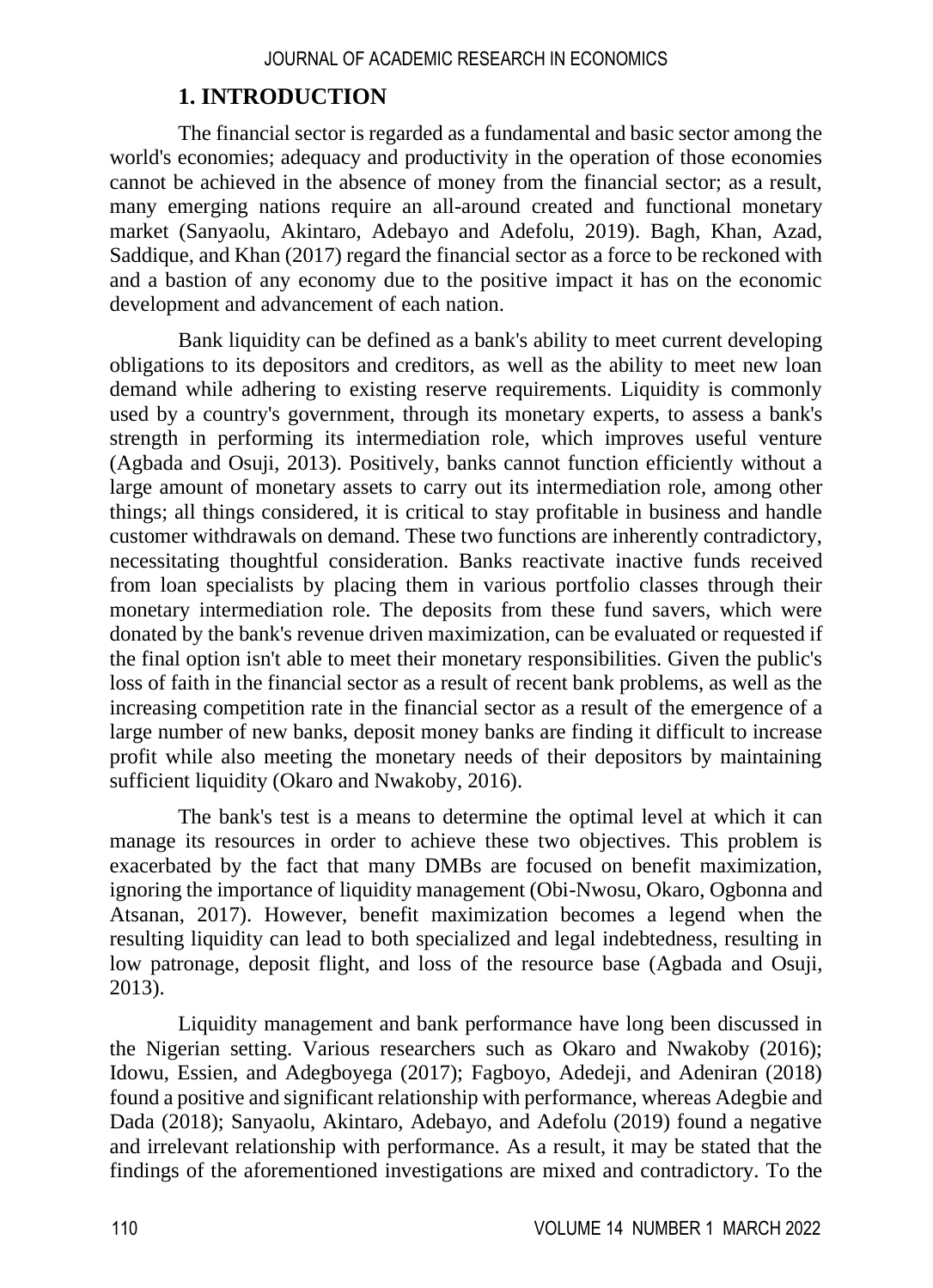## 1. INTRODUCTION

The financial sector is regarded as a fundamental and basic sector among the world's economies; adequacy and productivity in the operation of those economies cannot be achieved in the absence of money from the financial sector; as a result, many emerging nations require an all-around created and functional monetary market (Sanyaolu, Akintaro, Adebayo and Adefolu, 2019). Bagh, Khan, Azad, Saddique, and Khan (2017) regard the financial sector as a force to be reckoned with and a bastion of any economy due to the positive impact it has on the economic development and advancement of each nation.

Bank liquidity can be defined as a bank's ability to meet current developing obligations to its depositors and creditors, as well as the ability to meet new loan demand while adhering to existing reserve requirements. Liquidity is commonly used by a country's government, through its monetary experts, to assess a bank's strength in performing its intermediation role, which improves useful venture (Agbada and Osuji, 2013). Positively, banks cannot function efficiently without a large amount of monetary assets to carry out its intermediation role, among other things; all things considered, it is critical to stay profitable in business and handle customer withdrawals on demand. These two functions are inherently contradictory, necessitating thoughtful consideration. Banks reactivate inactive funds received from loan specialists by placing them in various portfolio classes through their monetary intermediation role. The deposits from these fund savers, which were donated by the bank's revenue driven maximization, can be evaluated or requested if the final option isn't able to meet their monetary responsibilities. Given the public's loss of faith in the financial sector as a result of recent bank problems, as well as the increasing competition rate in the financial sector as a result of the emergence of a large number of new banks, deposit money banks are finding it difficult to increase profit while also meeting the monetary needs of their depositors by maintaining sufficient liquidity (Okaro and Nwakoby, 2016).

The bank's test is a means to determine the optimal level at which it can manage its resources in order to achieve these two objectives. This problem is exacerbated by the fact that many DMBs are focused on benefit maximization, ignoring the importance of liquidity management (Obi-Nwosu, Okaro, Ogbonna and Atsanan, 2017). However, benefit maximization becomes a legend when the resulting liquidity can lead to both specialized and legal indebtedness, resulting in low patronage, deposit flight, and loss of the resource base (Agbada and Osuji, 2013).

Liquidity management and bank performance have long been discussed in the Nigerian setting. Various researchers such as Okaro and Nwakoby (2016); Idowu, Essien, and Adegboyega (2017); Fagboyo, Adedeji, and Adeniran (2018) found a positive and significant relationship with performance, whereas Adegbie and Dada (2018); Sanyaolu, Akintaro, Adebayo, and Adefolu (2019) found a negative and irrelevant relationship with performance. As a result, it may be stated that the findings of the aforementioned investigations are mixed and contradictory. To the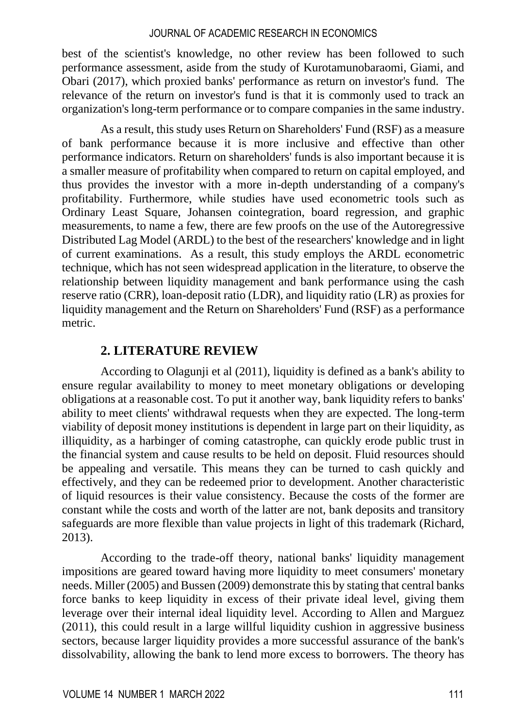best of the scientist's knowledge, no other review has been followed to such performance assessment, aside from the study of Kurotamunobaraomi, Giami, and Obari (2017), which proxied banks' performance as return on investor's fund. The relevance of the return on investor's fund is that it is commonly used to track an organization's long-term performance or to compare companies in the same industry.

As a result, this study uses Return on Shareholders' Fund (RSF) as a measure of bank performance because it is more inclusive and effective than other performance indicators. Return on shareholders' funds is also important because it is a smaller measure of profitability when compared to return on capital employed, and thus provides the investor with a more in-depth understanding of a company's profitability. Furthermore, while studies have used econometric tools such as Ordinary Least Square, Johansen cointegration, board regression, and graphic measurements, to name a few, there are few proofs on the use of the Autoregressive Distributed Lag Model (ARDL) to the best of the researchers' knowledge and in light of current examinations. As a result, this study employs the ARDL econometric technique, which has not seen widespread application in the literature, to observe the relationship between liquidity management and bank performance using the cash reserve ratio (CRR), loan-deposit ratio (LDR), and liquidity ratio (LR) as proxies for liquidity management and the Return on Shareholders' Fund (RSF) as a performance metric.

## 2. LITERATURE REVIEW

According to Olagunji et al (2011), liquidity is defined as a bank's ability to ensure regular availability to money to meet monetary obligations or developing obligations at a reasonable cost. To put it another way, bank liquidity refers to banks' ability to meet clients' withdrawal requests when they are expected. The long-term viability of deposit money institutions is dependent in large part on their liquidity, as illiquidity, as a harbinger of coming catastrophe, can quickly erode public trust in the financial system and cause results to be held on deposit. Fluid resources should be appealing and versatile. This means they can be turned to cash quickly and effectively, and they can be redeemed prior to development. Another characteristic of liquid resources is their value consistency. Because the costs of the former are constant while the costs and worth of the latter are not, bank deposits and transitory safeguards are more flexible than value projects in light of this trademark (Richard, 2013).

According to the trade-off theory, national banks' liquidity management impositions are geared toward having more liquidity to meet consumers' monetary needs. Miller (2005) and Bussen (2009) demonstrate this by stating that central banks force banks to keep liquidity in excess of their private ideal level, giving them leverage over their internal ideal liquidity level. According to Allen and Marguez (2011), this could result in a large willful liquidity cushion in aggressive business sectors, because larger liquidity provides a more successful assurance of the bank's dissolvability, allowing the bank to lend more excess to borrowers. The theory has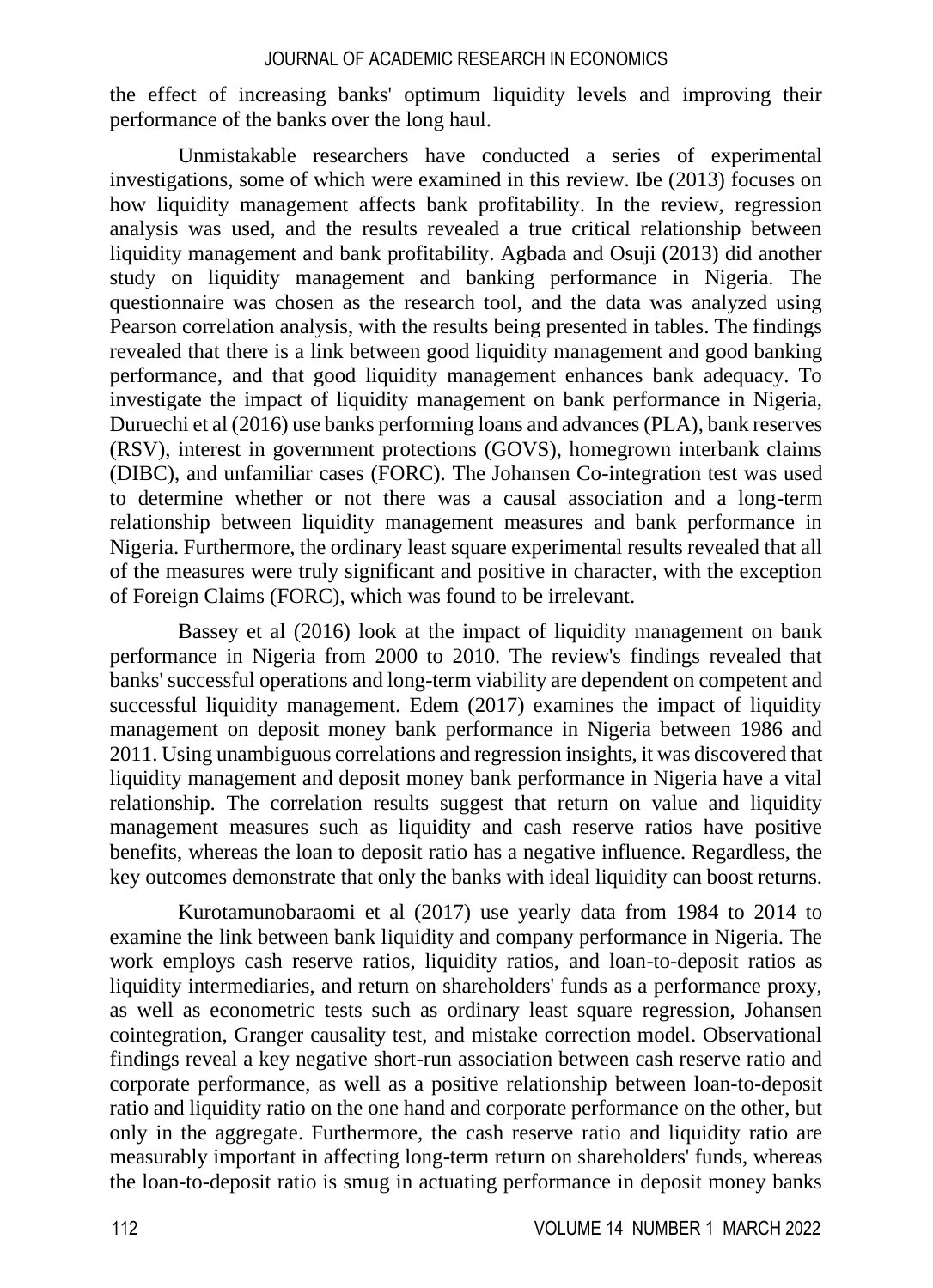the effect of increasing banks' optimum liquidity levels and improving their performance of the banks over the long haul.

Unmistakable researchers have conducted a series of experimental investigations, some of which were examined in this review. Ibe (2013) focuses on how liquidity management affects bank profitability. In the review, regression analysis was used, and the results revealed a true critical relationship between liquidity management and bank profitability. Agbada and Osuji (2013) did another study on liquidity management and banking performance in Nigeria. The questionnaire was chosen as the research tool, and the data was analyzed using Pearson correlation analysis, with the results being presented in tables. The findings revealed that there is a link between good liquidity management and good banking performance, and that good liquidity management enhances bank adequacy. To investigate the impact of liquidity management on bank performance in Nigeria, Duruechi et al (2016) use banks performing loans and advances (PLA), bank reserves (RSV), interest in government protections (GOVS), homegrown interbank claims (DIBC), and unfamiliar cases (FORC). The Johansen Co-integration test was used to determine whether or not there was a causal association and a long-term relationship between liquidity management measures and bank performance in Nigeria. Furthermore, the ordinary least square experimental results revealed that all of the measures were truly significant and positive in character, with the exception of Foreign Claims (FORC), which was found to be irrelevant.

Bassey et al (2016) look at the impact of liquidity management on bank performance in Nigeria from 2000 to 2010. The review's findings revealed that banks' successful operations and long-term viability are dependent on competent and successful liquidity management. Edem (2017) examines the impact of liquidity management on deposit money bank performance in Nigeria between 1986 and 2011. Using unambiguous correlations and regression insights, it was discovered that liquidity management and deposit money bank performance in Nigeria have a vital relationship. The correlation results suggest that return on value and liquidity management measures such as liquidity and cash reserve ratios have positive benefits, whereas the loan to deposit ratio has a negative influence. Regardless, the key outcomes demonstrate that only the banks with ideal liquidity can boost returns.

Kurotamunobaraomi et al (2017) use yearly data from 1984 to 2014 to examine the link between bank liquidity and company performance in Nigeria. The work employs cash reserve ratios, liquidity ratios, and loan-to-deposit ratios as liquidity intermediaries, and return on shareholders' funds as a performance proxy, as well as econometric tests such as ordinary least square regression, Johansen cointegration, Granger causality test, and mistake correction model. Observational findings reveal a key negative short-run association between cash reserve ratio and corporate performance, as well as a positive relationship between loan-to-deposit ratio and liquidity ratio on the one hand and corporate performance on the other, but only in the aggregate. Furthermore, the cash reserve ratio and liquidity ratio are measurably important in affecting long-term return on shareholders' funds, whereas the loan-to-deposit ratio is smug in actuating performance in deposit money banks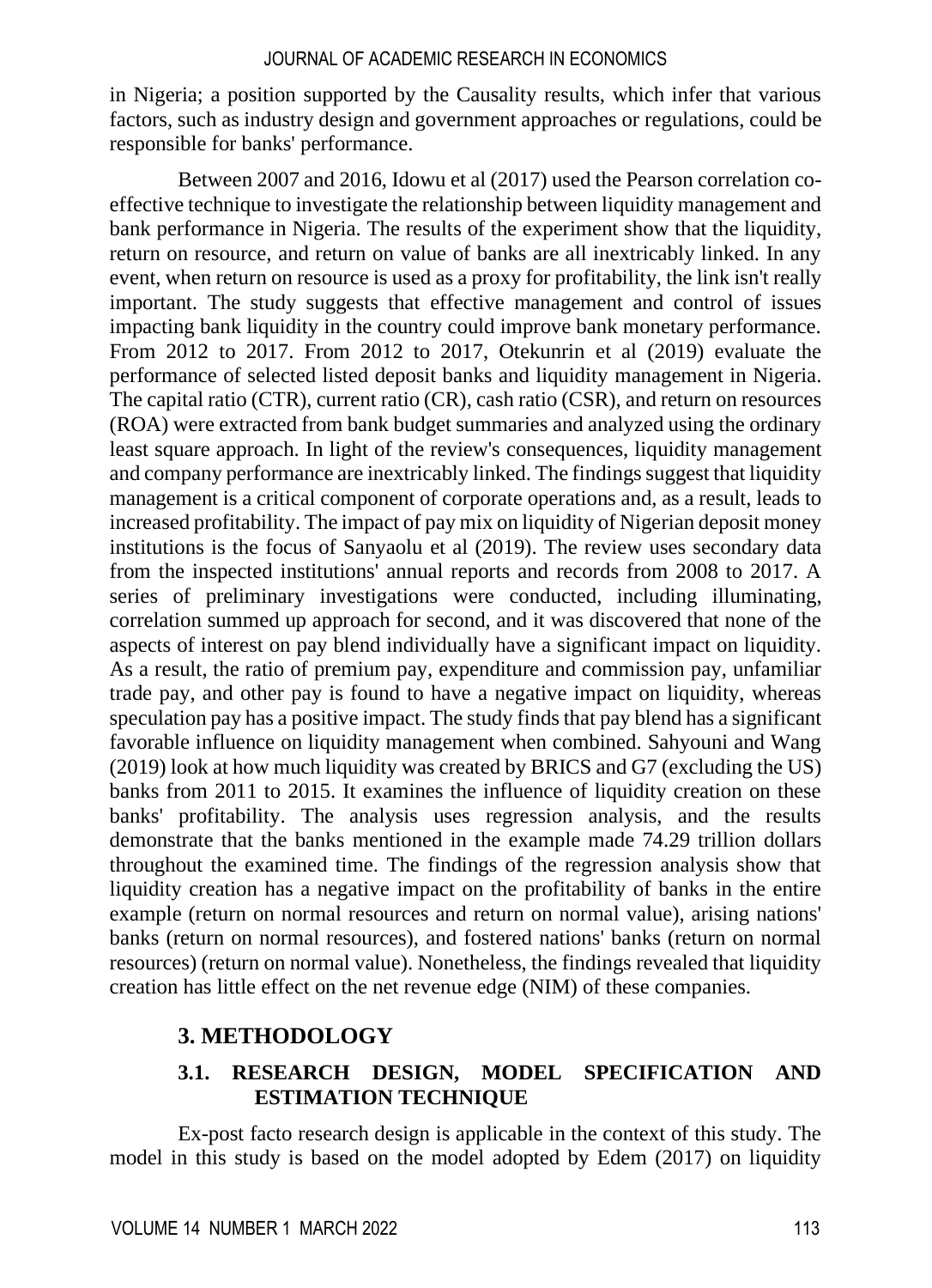in Nigeria; a position supported by the Causality results, which infer that various factors, such as industry design and government approaches or regulations, could be responsible for banks' performance.

Between 2007 and 2016, Idowu et al (2017) used the Pearson correlation co-effective technique to investigate the relationship between liquidity management and bank performance in Nigeria. The results of the experiment show that the liquidity, return on resource, and return on value of banks are all inextricably linked. In any event, when return on resource is used as a proxy for profitability, the link isn't really important. The study suggests that effective management and control of issues impacting bank liquidity in the country could improve bank monetary performance. From 2012 to 2017. From 2012 to 2017, Otekunrin et al (2019) evaluate the performance of selected listed deposit banks and liquidity management in Nigeria. The capital ratio (CTR), current ratio (CR), cash ratio (CSR), and return on resources (ROA) were extracted from bank budget summaries and analyzed using the ordinary least square approach. In light of the review's consequences, liquidity management and company performance are inextricably linked. The findings suggest that liquidity management is a critical component of corporate operations and, as a result, leads to increased profitability. The impact of pay mix on liquidity of Nigerian deposit money institutions is the focus of Sanyaolu et al (2019). The review uses secondary data from the inspected institutions' annual reports and records from 2008 to 2017. A series of preliminary investigations were conducted, including illuminating, correlation summed up approach for second, and it was discovered that none of the aspects of interest on pay blend individually have a significant impact on liquidity. As a result, the ratio of premium pay, expenditure and commission pay, unfamiliar trade pay, and other pay is found to have a negative impact on liquidity, whereas speculation pay has a positive impact. The study finds that pay blend has a significant favorable influence on liquidity management when combined. Sahyouni and Wang (2019) look at how much liquidity was created by BRICS and G7 (excluding the US) banks from 2011 to 2015. It examines the influence of liquidity creation on these banks' profitability. The analysis uses regression analysis, and the results demonstrate that the banks mentioned in the example made 74.29 trillion dollars throughout the examined time. The findings of the regression analysis show that liquidity creation has a negative impact on the profitability of banks in the entire example (return on normal resources and return on normal value), arising nations' banks (return on normal resources), and fostered nations' banks (return on normal resources) (return on normal value). Nonetheless, the findings revealed that liquidity creation has little effect on the net revenue edge (NIM) of these companies.

## 3. METHODOLOGY

### 3.1. RESEARCH DESIGN, MODEL SPECIFICATION AND ESTIMATION TECHNIQUE

Ex-post facto research design is applicable in the context of this study. The model in this study is based on the model adopted by Edem (2017) on liquidity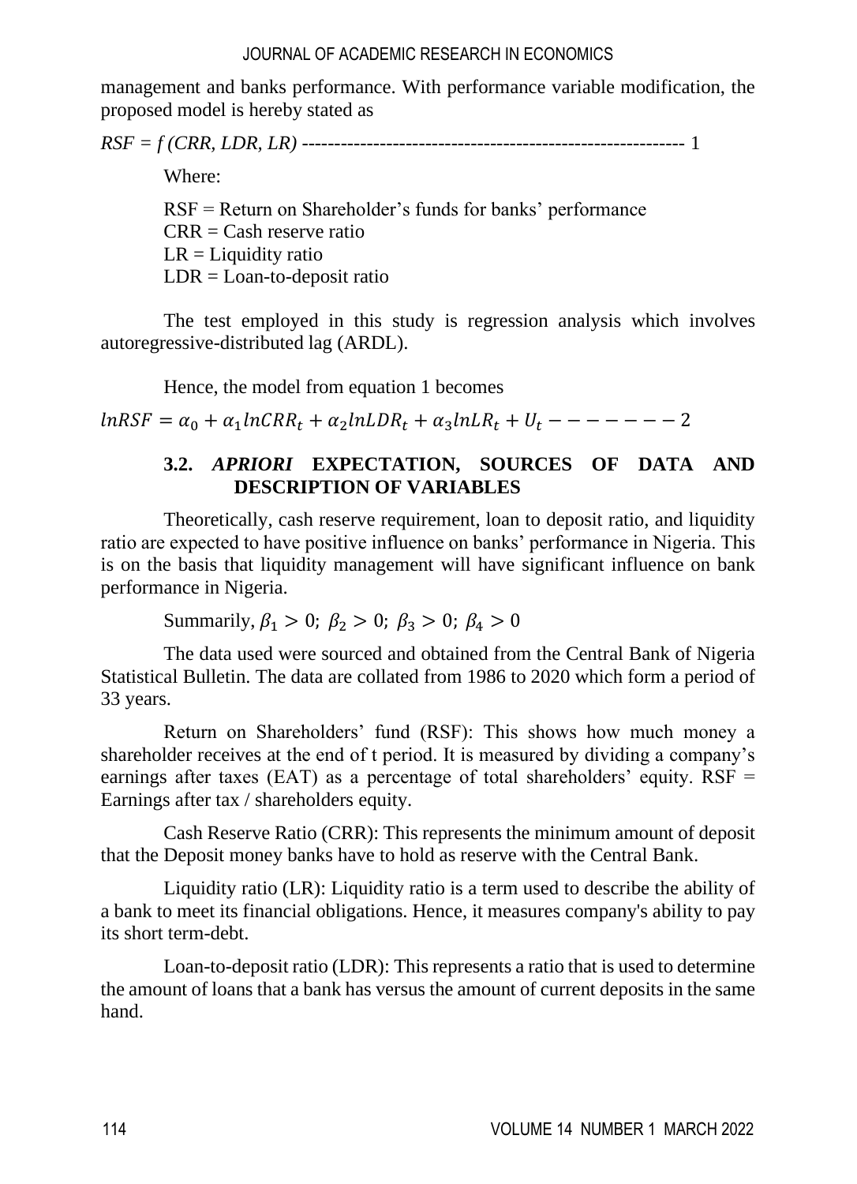management and banks performance. With performance variable modification, the proposed model is hereby stated as

*RSF = f (CRR, LDR, LR)* ---------------------------------------------------------- 1

Where:

RSF = Return on Shareholder's funds for banks' performance
CRR = Cash reserve ratio
LR = Liquidity ratio
LDR = Loan-to-deposit ratio

The test employed in this study is regression analysis which involves autoregressive-distributed lag (ARDL).

Hence, the model from equation 1 becomes

$$lnRSF = \alpha_0 + \alpha_1 lnCRR_t + \alpha_2 lnLDR_t + \alpha_3 lnLR_t + U_t - - - - - - - 2$$

### 3.2. *APRIORI* EXPECTATION, SOURCES OF DATA AND DESCRIPTION OF VARIABLES

Theoretically, cash reserve requirement, loan to deposit ratio, and liquidity ratio are expected to have positive influence on banks' performance in Nigeria. This is on the basis that liquidity management will have significant influence on bank performance in Nigeria.

Summarily, $\beta_1 > 0$; $\beta_2 > 0$; $\beta_3 > 0$; $\beta_4 > 0$

The data used were sourced and obtained from the Central Bank of Nigeria Statistical Bulletin. The data are collated from 1986 to 2020 which form a period of 33 years.

Return on Shareholders' fund (RSF): This shows how much money a shareholder receives at the end of t period. It is measured by dividing a company's earnings after taxes (EAT) as a percentage of total shareholders' equity. RSF = Earnings after tax / shareholders equity.

Cash Reserve Ratio (CRR): This represents the minimum amount of deposit that the Deposit money banks have to hold as reserve with the Central Bank.

Liquidity ratio (LR): Liquidity ratio is a term used to describe the ability of a bank to meet its financial obligations. Hence, it measures company's ability to pay its short term-debt.

Loan-to-deposit ratio (LDR): This represents a ratio that is used to determine the amount of loans that a bank has versus the amount of current deposits in the same hand.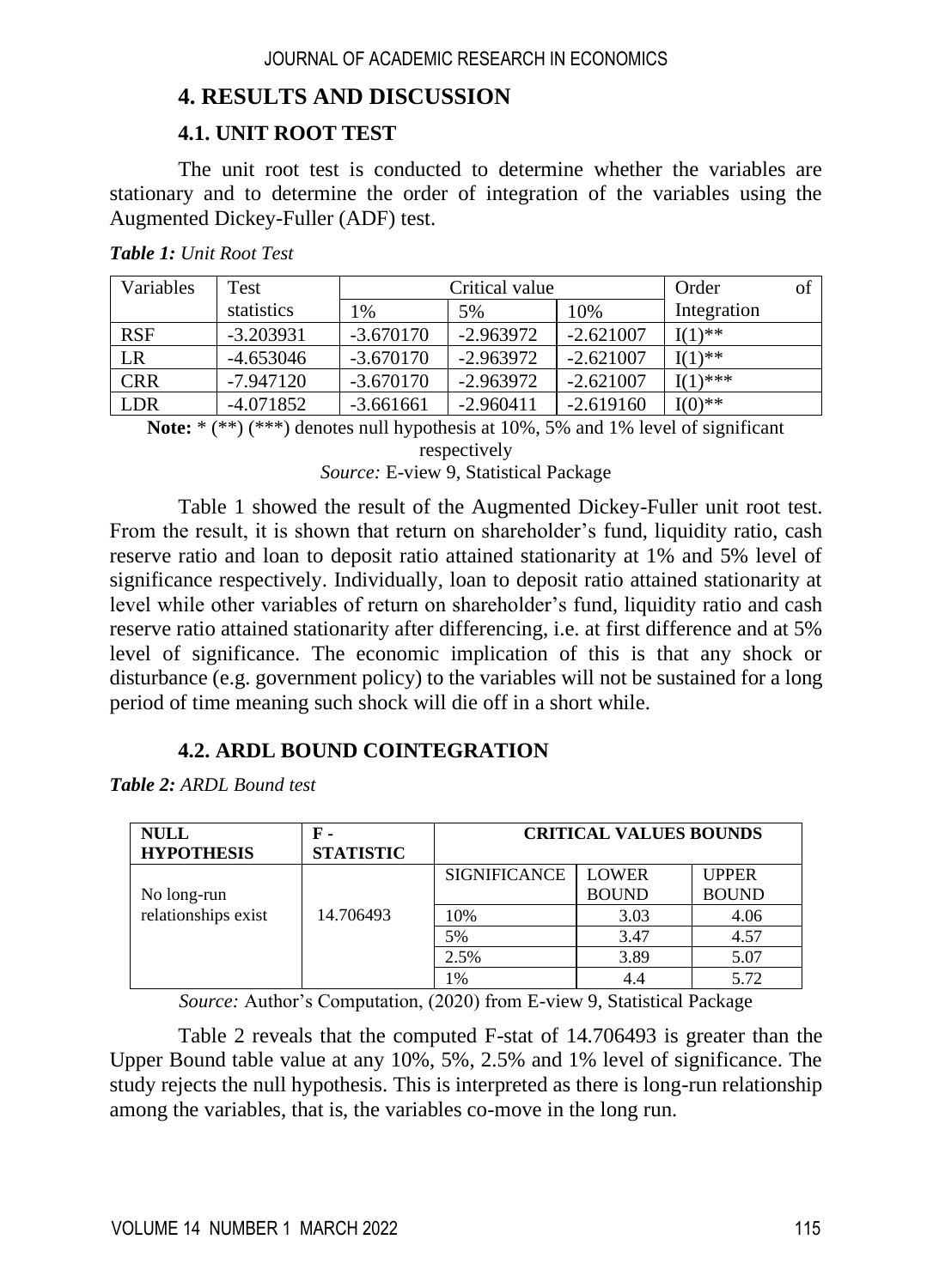## 4. RESULTS AND DISCUSSION

### 4.1. UNIT ROOT TEST

The unit root test is conducted to determine whether the variables are stationary and to determine the order of integration of the variables using the Augmented Dickey-Fuller (ADF) test.

***Table 1:*** *Unit Root Test*

| Variables | Test statistics | Critical value | | | Order of Integration |
|---|---|---|---|---|---|
| | | 1% | 5% | 10% | |
| RSF | -3.203931 | -3.670170 | -2.963972 | -2.621007 | I(1)** |
| LR | -4.653046 | -3.670170 | -2.963972 | -2.621007 | I(1)** |
| CRR | -7.947120 | -3.670170 | -2.963972 | -2.621007 | I(1)*** |
| LDR | -4.071852 | -3.661661 | -2.960411 | -2.619160 | I(0)** |

**Note:** * (**) (***) denotes null hypothesis at 10%, 5% and 1% level of significant respectively

*Source:* E-view 9, Statistical Package

Table 1 showed the result of the Augmented Dickey-Fuller unit root test. From the result, it is shown that return on shareholder's fund, liquidity ratio, cash reserve ratio and loan to deposit ratio attained stationarity at 1% and 5% level of significance respectively. Individually, loan to deposit ratio attained stationarity at level while other variables of return on shareholder's fund, liquidity ratio and cash reserve ratio attained stationarity after differencing, i.e. at first difference and at 5% level of significance. The economic implication of this is that any shock or disturbance (e.g. government policy) to the variables will not be sustained for a long period of time meaning such shock will die off in a short while.

### 4.2. ARDL BOUND COINTEGRATION

***Table 2:*** *ARDL Bound test*

| NULL HYPOTHESIS | F - STATISTIC | CRITICAL VALUES BOUNDS | | |
|---|---|---|---|---|
| | | SIGNIFICANCE | LOWER BOUND | UPPER BOUND |
| No long-run relationships exist | 14.706493 | 10% | 3.03 | 4.06 |
| | | 5% | 3.47 | 4.57 |
| | | 2.5% | 3.89 | 5.07 |
| | | 1% | 4.4 | 5.72 |

*Source:* Author's Computation, (2020) from E-view 9, Statistical Package

Table 2 reveals that the computed F-stat of 14.706493 is greater than the Upper Bound table value at any 10%, 5%, 2.5% and 1% level of significance. The study rejects the null hypothesis. This is interpreted as there is long-run relationship among the variables, that is, the variables co-move in the long run.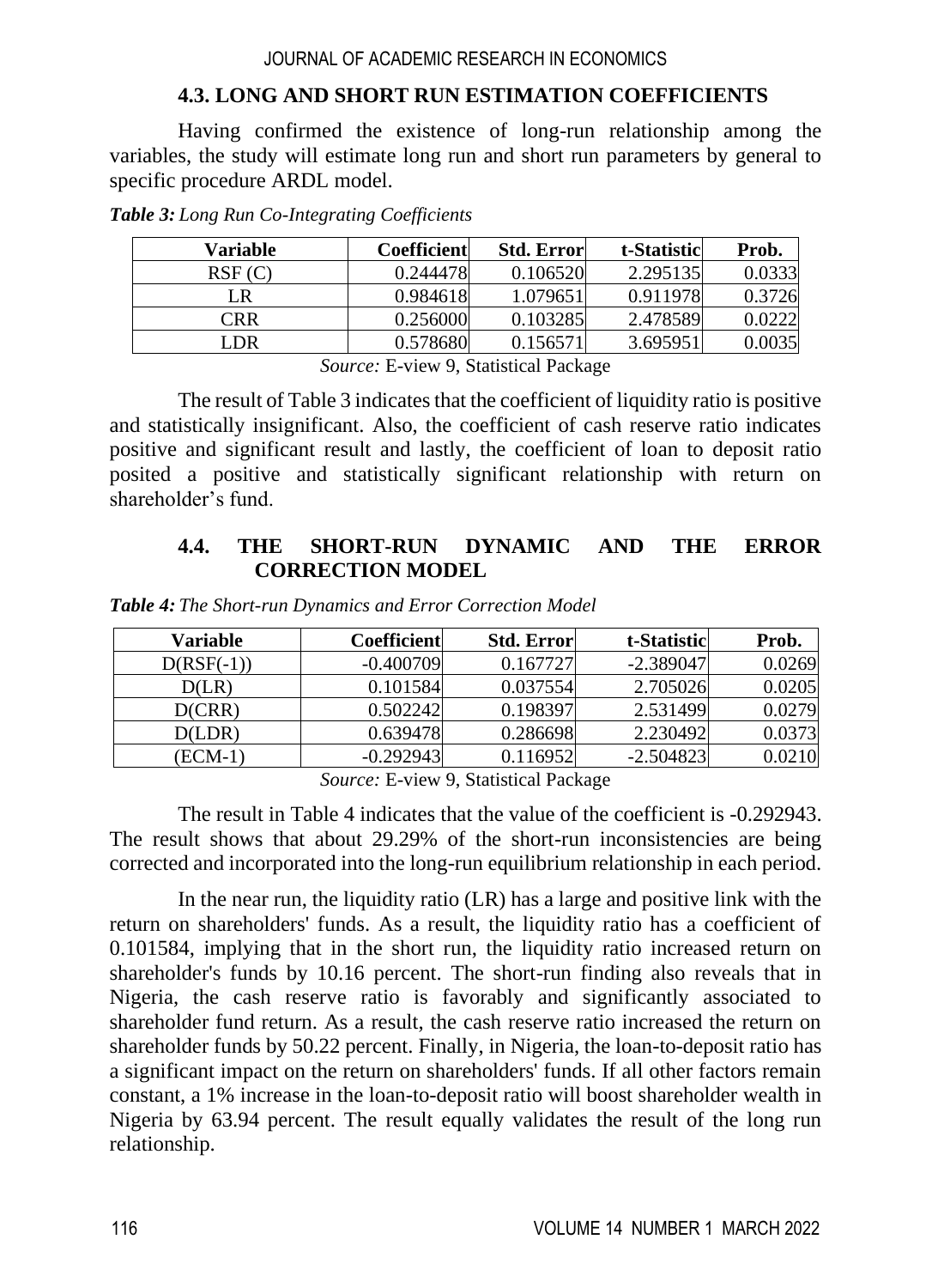### 4.3. LONG AND SHORT RUN ESTIMATION COEFFICIENTS

Having confirmed the existence of long-run relationship among the variables, the study will estimate long run and short run parameters by general to specific procedure ARDL model.

***Table 3:*** *Long Run Co-Integrating Coefficients*

| Variable | Coefficient | Std. Error | t-Statistic | Prob. |
|---|---|---|---|---|
| RSF (C) | 0.244478 | 0.106520 | 2.295135 | 0.0333 |
| LR | 0.984618 | 1.079651 | 0.911978 | 0.3726 |
| CRR | 0.256000 | 0.103285 | 2.478589 | 0.0222 |
| LDR | 0.578680 | 0.156571 | 3.695951 | 0.0035 |

*Source:* E-view 9, Statistical Package

The result of Table 3 indicates that the coefficient of liquidity ratio is positive and statistically insignificant. Also, the coefficient of cash reserve ratio indicates positive and significant result and lastly, the coefficient of loan to deposit ratio posited a positive and statistically significant relationship with return on shareholder's fund.

### 4.4. THE SHORT-RUN DYNAMIC AND THE ERROR CORRECTION MODEL

***Table 4:*** *The Short-run Dynamics and Error Correction Model*

| Variable | Coefficient | Std. Error | t-Statistic | Prob. |
|---|---|---|---|---|
| D(RSF(-1)) | -0.400709 | 0.167727 | -2.389047 | 0.0269 |
| D(LR) | 0.101584 | 0.037554 | 2.705026 | 0.0205 |
| D(CRR) | 0.502242 | 0.198397 | 2.531499 | 0.0279 |
| D(LDR) | 0.639478 | 0.286698 | 2.230492 | 0.0373 |
| (ECM-1) | -0.292943 | 0.116952 | -2.504823 | 0.0210 |

*Source:* E-view 9, Statistical Package

The result in Table 4 indicates that the value of the coefficient is -0.292943. The result shows that about 29.29% of the short-run inconsistencies are being corrected and incorporated into the long-run equilibrium relationship in each period.

In the near run, the liquidity ratio (LR) has a large and positive link with the return on shareholders' funds. As a result, the liquidity ratio has a coefficient of 0.101584, implying that in the short run, the liquidity ratio increased return on shareholder's funds by 10.16 percent. The short-run finding also reveals that in Nigeria, the cash reserve ratio is favorably and significantly associated to shareholder fund return. As a result, the cash reserve ratio increased the return on shareholder funds by 50.22 percent. Finally, in Nigeria, the loan-to-deposit ratio has a significant impact on the return on shareholders' funds. If all other factors remain constant, a 1% increase in the loan-to-deposit ratio will boost shareholder wealth in Nigeria by 63.94 percent. The result equally validates the result of the long run relationship.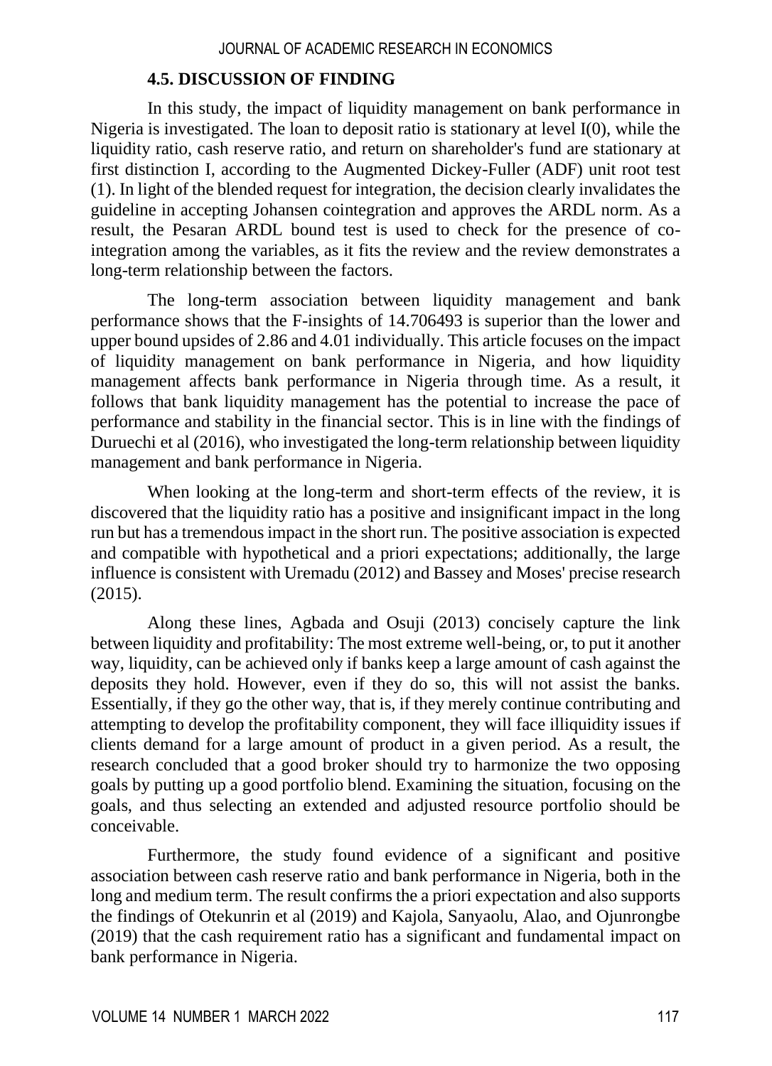### 4.5. DISCUSSION OF FINDING

In this study, the impact of liquidity management on bank performance in Nigeria is investigated. The loan to deposit ratio is stationary at level I(0), while the liquidity ratio, cash reserve ratio, and return on shareholder's fund are stationary at first distinction I, according to the Augmented Dickey-Fuller (ADF) unit root test (1). In light of the blended request for integration, the decision clearly invalidates the guideline in accepting Johansen cointegration and approves the ARDL norm. As a result, the Pesaran ARDL bound test is used to check for the presence of co-integration among the variables, as it fits the review and the review demonstrates a long-term relationship between the factors.

The long-term association between liquidity management and bank performance shows that the F-insights of 14.706493 is superior than the lower and upper bound upsides of 2.86 and 4.01 individually. This article focuses on the impact of liquidity management on bank performance in Nigeria, and how liquidity management affects bank performance in Nigeria through time. As a result, it follows that bank liquidity management has the potential to increase the pace of performance and stability in the financial sector. This is in line with the findings of Duruechi et al (2016), who investigated the long-term relationship between liquidity management and bank performance in Nigeria.

When looking at the long-term and short-term effects of the review, it is discovered that the liquidity ratio has a positive and insignificant impact in the long run but has a tremendous impact in the short run. The positive association is expected and compatible with hypothetical and a priori expectations; additionally, the large influence is consistent with Uremadu (2012) and Bassey and Moses' precise research (2015).

Along these lines, Agbada and Osuji (2013) concisely capture the link between liquidity and profitability: The most extreme well-being, or, to put it another way, liquidity, can be achieved only if banks keep a large amount of cash against the deposits they hold. However, even if they do so, this will not assist the banks. Essentially, if they go the other way, that is, if they merely continue contributing and attempting to develop the profitability component, they will face illiquidity issues if clients demand for a large amount of product in a given period. As a result, the research concluded that a good broker should try to harmonize the two opposing goals by putting up a good portfolio blend. Examining the situation, focusing on the goals, and thus selecting an extended and adjusted resource portfolio should be conceivable.

Furthermore, the study found evidence of a significant and positive association between cash reserve ratio and bank performance in Nigeria, both in the long and medium term. The result confirms the a priori expectation and also supports the findings of Otekunrin et al (2019) and Kajola, Sanyaolu, Alao, and Ojunrongbe (2019) that the cash requirement ratio has a significant and fundamental impact on bank performance in Nigeria.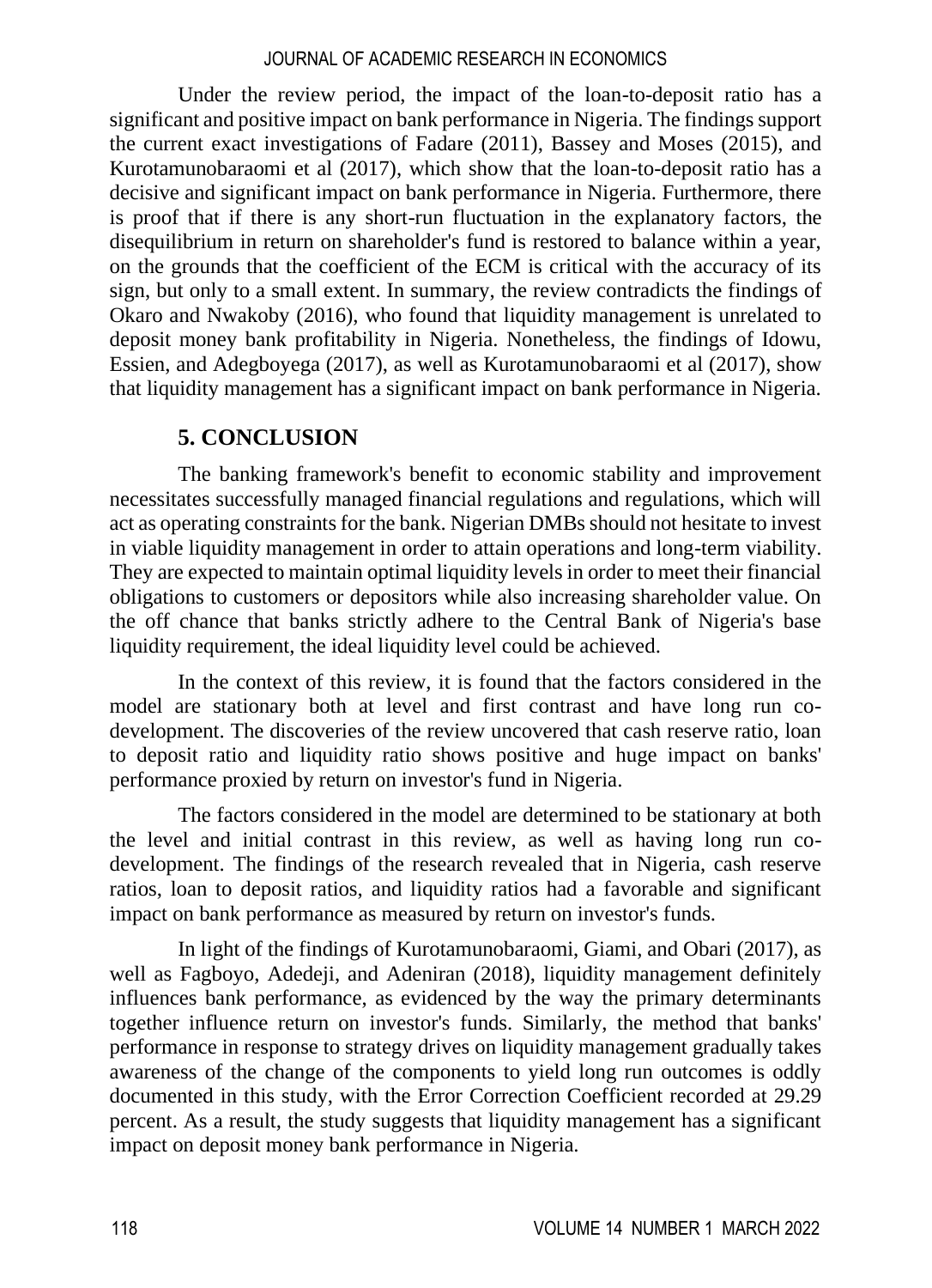Under the review period, the impact of the loan-to-deposit ratio has a significant and positive impact on bank performance in Nigeria. The findings support the current exact investigations of Fadare (2011), Bassey and Moses (2015), and Kurotamunobaraomi et al (2017), which show that the loan-to-deposit ratio has a decisive and significant impact on bank performance in Nigeria. Furthermore, there is proof that if there is any short-run fluctuation in the explanatory factors, the disequilibrium in return on shareholder's fund is restored to balance within a year, on the grounds that the coefficient of the ECM is critical with the accuracy of its sign, but only to a small extent. In summary, the review contradicts the findings of Okaro and Nwakoby (2016), who found that liquidity management is unrelated to deposit money bank profitability in Nigeria. Nonetheless, the findings of Idowu, Essien, and Adegboyega (2017), as well as Kurotamunobaraomi et al (2017), show that liquidity management has a significant impact on bank performance in Nigeria.

## 5. CONCLUSION

The banking framework's benefit to economic stability and improvement necessitates successfully managed financial regulations and regulations, which will act as operating constraints for the bank. Nigerian DMBs should not hesitate to invest in viable liquidity management in order to attain operations and long-term viability. They are expected to maintain optimal liquidity levels in order to meet their financial obligations to customers or depositors while also increasing shareholder value. On the off chance that banks strictly adhere to the Central Bank of Nigeria's base liquidity requirement, the ideal liquidity level could be achieved.

In the context of this review, it is found that the factors considered in the model are stationary both at level and first contrast and have long run co-development. The discoveries of the review uncovered that cash reserve ratio, loan to deposit ratio and liquidity ratio shows positive and huge impact on banks' performance proxied by return on investor's fund in Nigeria.

The factors considered in the model are determined to be stationary at both the level and initial contrast in this review, as well as having long run co-development. The findings of the research revealed that in Nigeria, cash reserve ratios, loan to deposit ratios, and liquidity ratios had a favorable and significant impact on bank performance as measured by return on investor's funds.

In light of the findings of Kurotamunobaraomi, Giami, and Obari (2017), as well as Fagboyo, Adedeji, and Adeniran (2018), liquidity management definitely influences bank performance, as evidenced by the way the primary determinants together influence return on investor's funds. Similarly, the method that banks' performance in response to strategy drives on liquidity management gradually takes awareness of the change of the components to yield long run outcomes is oddly documented in this study, with the Error Correction Coefficient recorded at 29.29 percent. As a result, the study suggests that liquidity management has a significant impact on deposit money bank performance in Nigeria.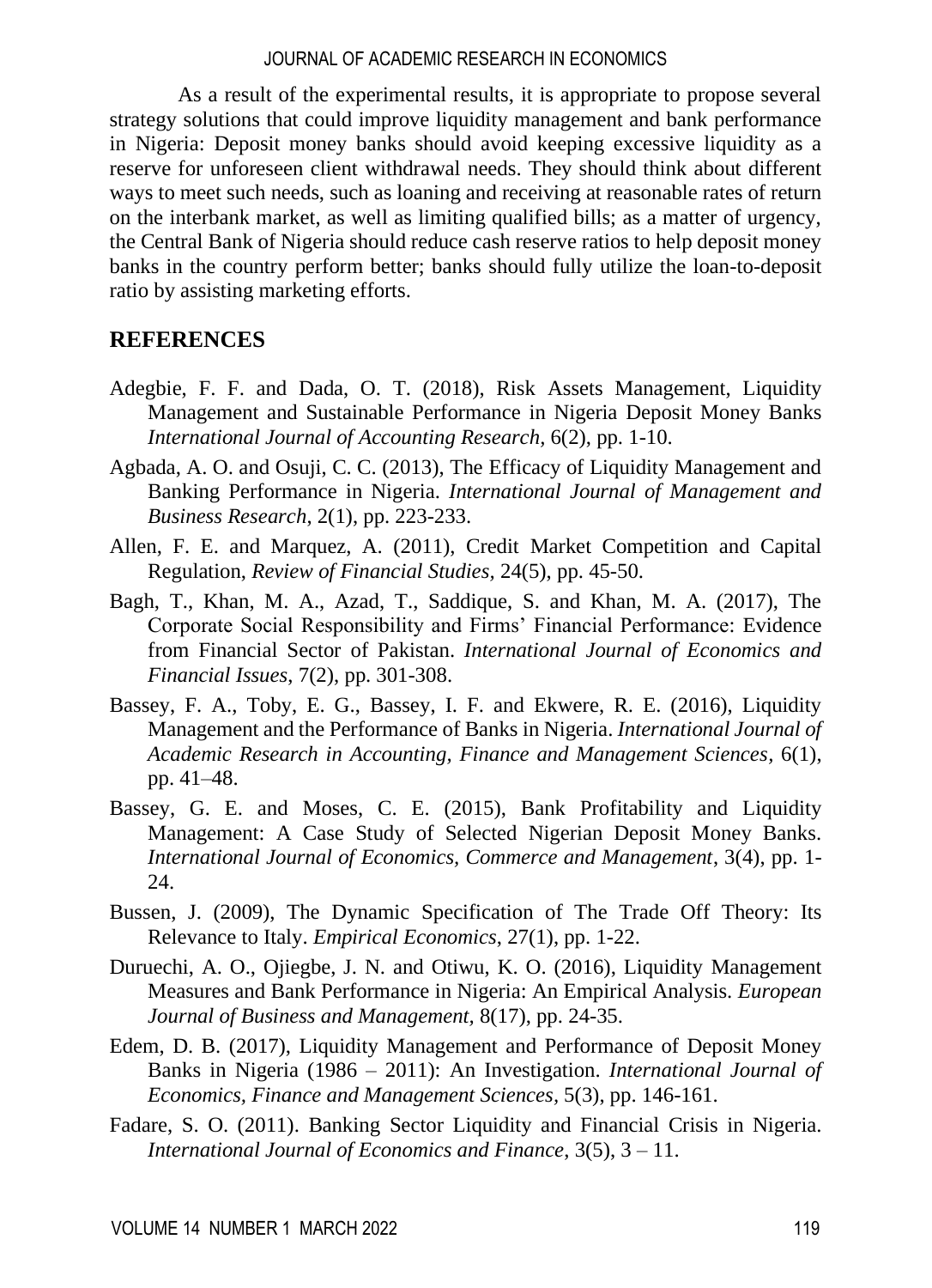As a result of the experimental results, it is appropriate to propose several strategy solutions that could improve liquidity management and bank performance in Nigeria: Deposit money banks should avoid keeping excessive liquidity as a reserve for unforeseen client withdrawal needs. They should think about different ways to meet such needs, such as loaning and receiving at reasonable rates of return on the interbank market, as well as limiting qualified bills; as a matter of urgency, the Central Bank of Nigeria should reduce cash reserve ratios to help deposit money banks in the country perform better; banks should fully utilize the loan-to-deposit ratio by assisting marketing efforts.

## REFERENCES

Adegbie, F. F. and Dada, O. T. (2018), Risk Assets Management, Liquidity Management and Sustainable Performance in Nigeria Deposit Money Banks *International Journal of Accounting Research*, 6(2), pp. 1-10.

Agbada, A. O. and Osuji, C. C. (2013), The Efficacy of Liquidity Management and Banking Performance in Nigeria. *International Journal of Management and Business Research*, 2(1), pp. 223-233.

Allen, F. E. and Marquez, A. (2011), Credit Market Competition and Capital Regulation, *Review of Financial Studies*, 24(5), pp. 45-50.

Bagh, T., Khan, M. A., Azad, T., Saddique, S. and Khan, M. A. (2017), The Corporate Social Responsibility and Firms' Financial Performance: Evidence from Financial Sector of Pakistan. *International Journal of Economics and Financial Issues*, 7(2), pp. 301-308.

Bassey, F. A., Toby, E. G., Bassey, I. F. and Ekwere, R. E. (2016), Liquidity Management and the Performance of Banks in Nigeria. *International Journal of Academic Research in Accounting, Finance and Management Sciences*, 6(1), pp. 41–48.

Bassey, G. E. and Moses, C. E. (2015), Bank Profitability and Liquidity Management: A Case Study of Selected Nigerian Deposit Money Banks. *International Journal of Economics, Commerce and Management*, 3(4), pp. 1-24.

Bussen, J. (2009), The Dynamic Specification of The Trade Off Theory: Its Relevance to Italy. *Empirical Economics*, 27(1), pp. 1-22.

Duruechi, A. O., Ojiegbe, J. N. and Otiwu, K. O. (2016), Liquidity Management Measures and Bank Performance in Nigeria: An Empirical Analysis. *European Journal of Business and Management*, 8(17), pp. 24-35.

Edem, D. B. (2017), Liquidity Management and Performance of Deposit Money Banks in Nigeria (1986 – 2011): An Investigation. *International Journal of Economics, Finance and Management Sciences*, 5(3), pp. 146-161.

Fadare, S. O. (2011). Banking Sector Liquidity and Financial Crisis in Nigeria. *International Journal of Economics and Finance*, 3(5), 3 – 11.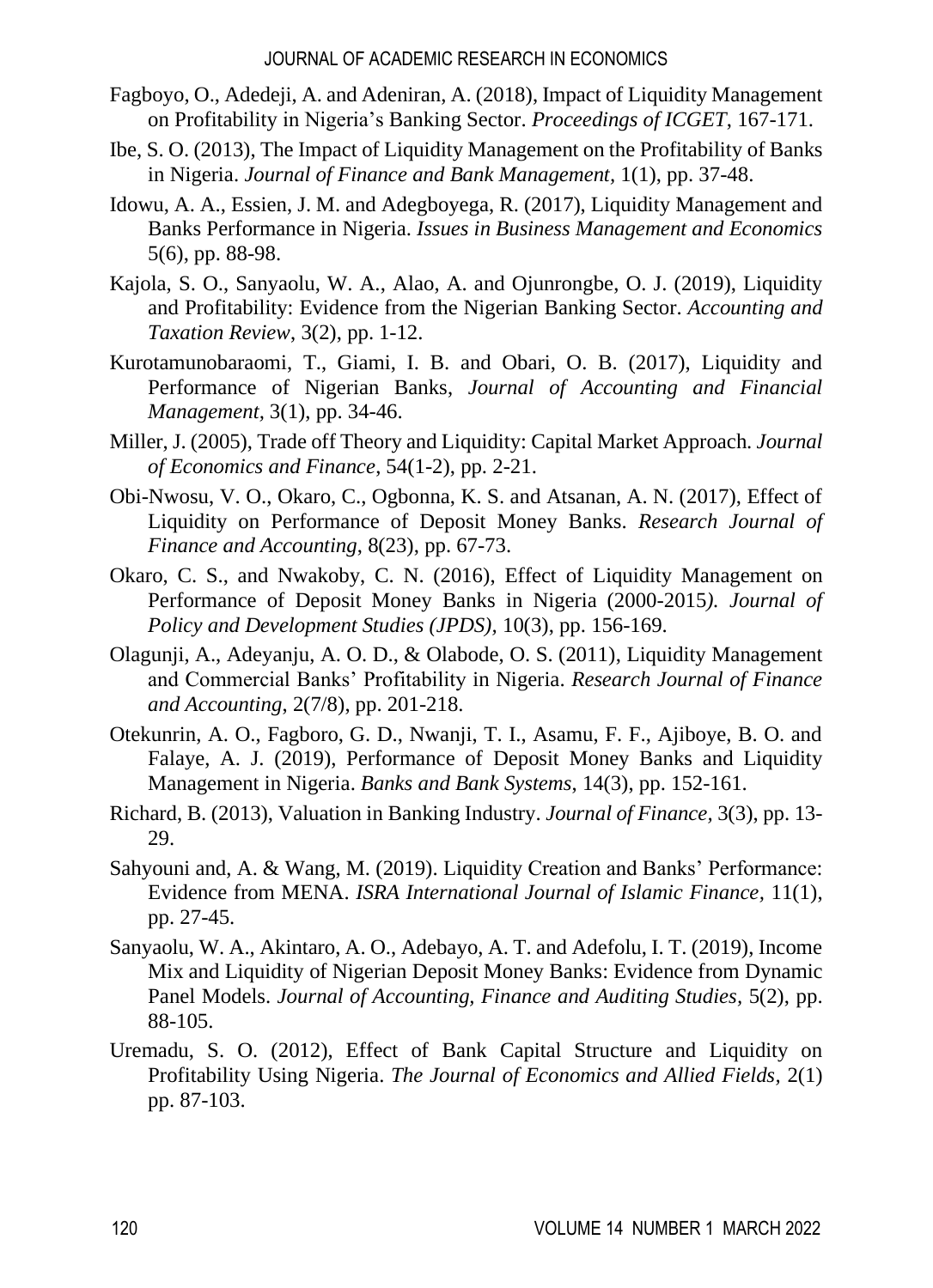Fagboyo, O., Adedeji, A. and Adeniran, A. (2018), Impact of Liquidity Management on Profitability in Nigeria's Banking Sector. *Proceedings of ICGET*, 167-171.

Ibe, S. O. (2013), The Impact of Liquidity Management on the Profitability of Banks in Nigeria. *Journal of Finance and Bank Management*, 1(1), pp. 37-48.

Idowu, A. A., Essien, J. M. and Adegboyega, R. (2017), Liquidity Management and Banks Performance in Nigeria. *Issues in Business Management and Economics* 5(6), pp. 88-98.

Kajola, S. O., Sanyaolu, W. A., Alao, A. and Ojunrongbe, O. J. (2019), Liquidity and Profitability: Evidence from the Nigerian Banking Sector. *Accounting and Taxation Review*, 3(2), pp. 1-12.

Kurotamunobaraomi, T., Giami, I. B. and Obari, O. B. (2017), Liquidity and Performance of Nigerian Banks, *Journal of Accounting and Financial Management*, 3(1), pp. 34-46.

Miller, J. (2005), Trade off Theory and Liquidity: Capital Market Approach. *Journal of Economics and Finance*, 54(1-2), pp. 2-21.

Obi-Nwosu, V. O., Okaro, C., Ogbonna, K. S. and Atsanan, A. N. (2017), Effect of Liquidity on Performance of Deposit Money Banks. *Research Journal of Finance and Accounting*, 8(23), pp. 67-73.

Okaro, C. S., and Nwakoby, C. N. (2016), Effect of Liquidity Management on Performance of Deposit Money Banks in Nigeria (2000-2015). *Journal of Policy and Development Studies (JPDS)*, 10(3), pp. 156-169.

Olagunji, A., Adeyanju, A. O. D., & Olabode, O. S. (2011), Liquidity Management and Commercial Banks' Profitability in Nigeria. *Research Journal of Finance and Accounting*, 2(7/8), pp. 201-218.

Otekunrin, A. O., Fagboro, G. D., Nwanji, T. I., Asamu, F. F., Ajiboye, B. O. and Falaye, A. J. (2019), Performance of Deposit Money Banks and Liquidity Management in Nigeria. *Banks and Bank Systems*, 14(3), pp. 152-161.

Richard, B. (2013), Valuation in Banking Industry. *Journal of Finance*, 3(3), pp. 13-29.

Sahyouni and, A. & Wang, M. (2019). Liquidity Creation and Banks' Performance: Evidence from MENA. *ISRA International Journal of Islamic Finance*, 11(1), pp. 27-45.

Sanyaolu, W. A., Akintaro, A. O., Adebayo, A. T. and Adefolu, I. T. (2019), Income Mix and Liquidity of Nigerian Deposit Money Banks: Evidence from Dynamic Panel Models. *Journal of Accounting, Finance and Auditing Studies*, 5(2), pp. 88-105.

Uremadu, S. O. (2012), Effect of Bank Capital Structure and Liquidity on Profitability Using Nigeria. *The Journal of Economics and Allied Fields*, 2(1) pp. 87-103.